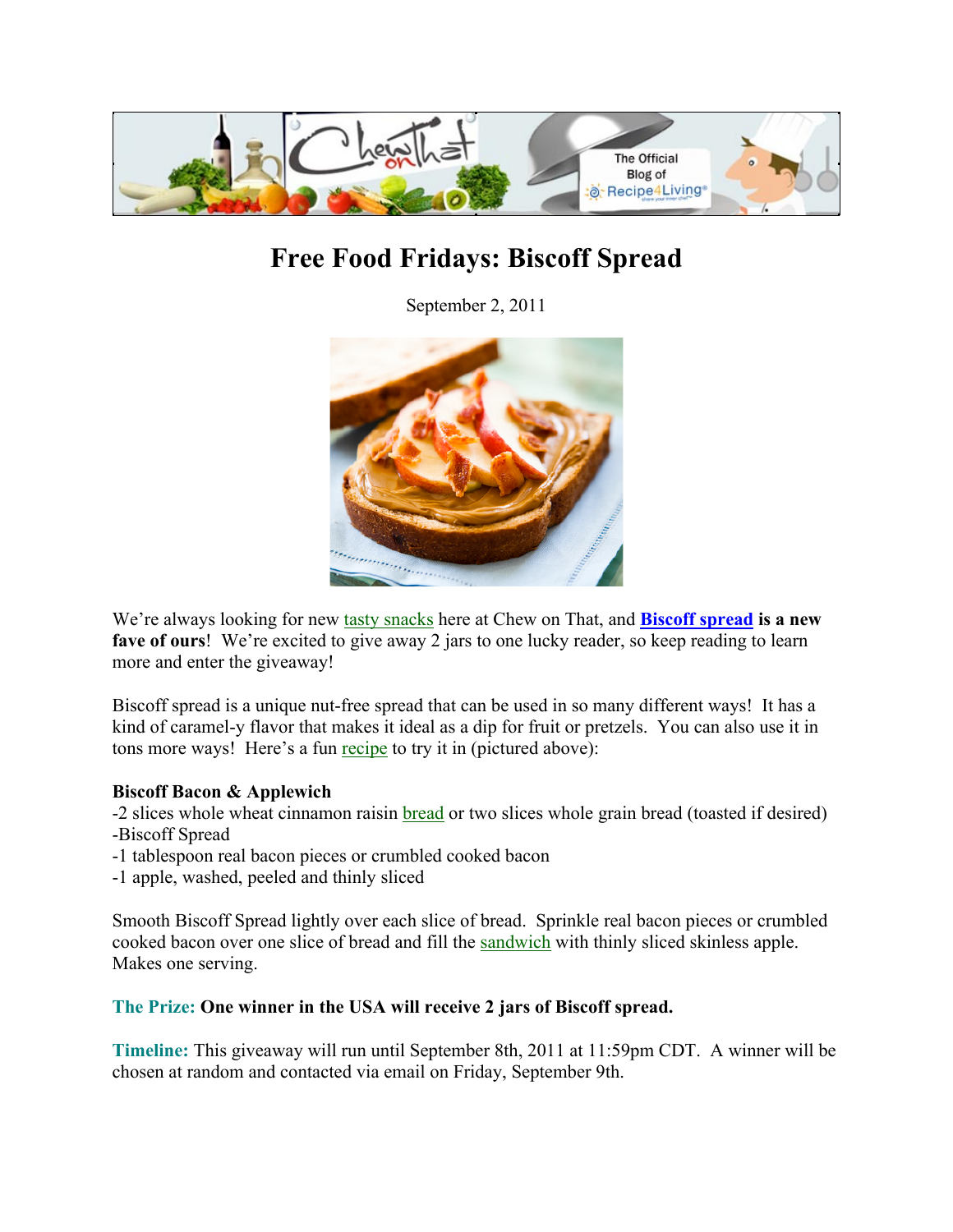# Free Food Fridays: Biscoff Spread

September 2, 2011

We're always looking for new tasty snacks here at Chew on That, and **Biscoff spread is a new fave of ours**! We're excited to give away 2 jars to one lucky reader, so keep reading to learn more and enter the giveaway!

Biscoff spread is a unique nut-free spread that can be used in so many different ways! It has a kind of caramel-y flavor that makes it ideal as a dip for fruit or pretzels. You can also use it in tons more ways! Here's a fun recipe to try it in (pictured above):

**Biscoff Bacon & Applewich**

-2 slices whole wheat cinnamon raisin bread or two slices whole grain bread (toasted if desired)
-Biscoff Spread
-1 tablespoon real bacon pieces or crumbled cooked bacon
-1 apple, washed, peeled and thinly sliced

Smooth Biscoff Spread lightly over each slice of bread. Sprinkle real bacon pieces or crumbled cooked bacon over one slice of bread and fill the sandwich with thinly sliced skinless apple. Makes one serving.

**The Prize: One winner in the USA will receive 2 jars of Biscoff spread.**

**Timeline:** This giveaway will run until September 8th, 2011 at 11:59pm CDT. A winner will be chosen at random and contacted via email on Friday, September 9th.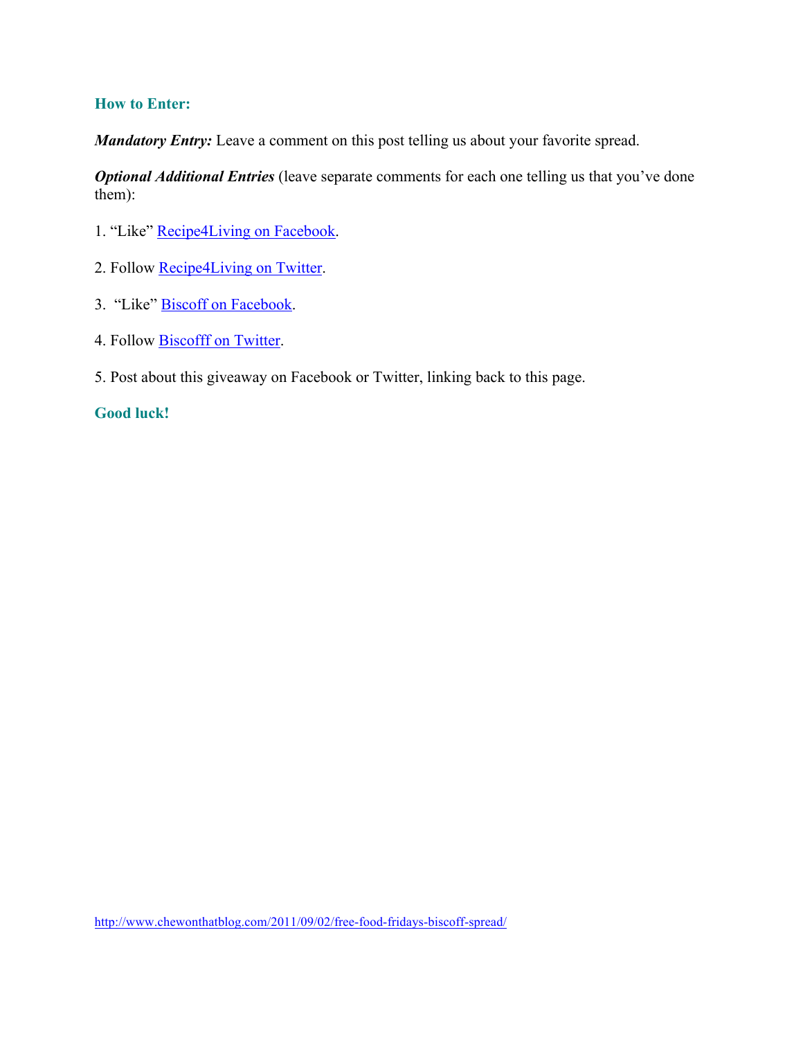**How to Enter:**

***Mandatory Entry:*** Leave a comment on this post telling us about your favorite spread.

***Optional Additional Entries*** (leave separate comments for each one telling us that you've done them):

1. "Like" Recipe4Living on Facebook.

2. Follow Recipe4Living on Twitter.

3. "Like" Biscoff on Facebook.

4. Follow Biscofff on Twitter.

5. Post about this giveaway on Facebook or Twitter, linking back to this page.

**Good luck!**

http://www.chewonthatblog.com/2011/09/02/free-food-fridays-biscoff-spread/